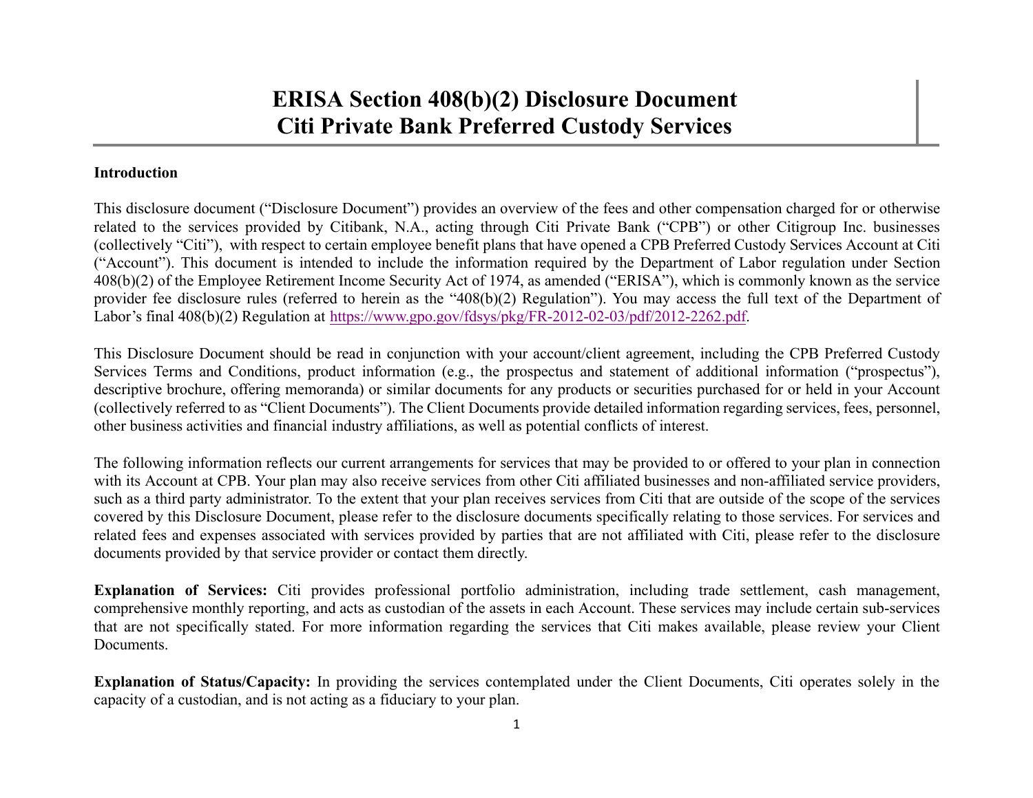# ERISA Section 408(b)(2) Disclosure Document
# Citi Private Bank Preferred Custody Services

**Introduction**

This disclosure document ("Disclosure Document") provides an overview of the fees and other compensation charged for or otherwise related to the services provided by Citibank, N.A., acting through Citi Private Bank ("CPB") or other Citigroup Inc. businesses (collectively "Citi"), with respect to certain employee benefit plans that have opened a CPB Preferred Custody Services Account at Citi ("Account"). This document is intended to include the information required by the Department of Labor regulation under Section 408(b)(2) of the Employee Retirement Income Security Act of 1974, as amended ("ERISA"), which is commonly known as the service provider fee disclosure rules (referred to herein as the "408(b)(2) Regulation"). You may access the full text of the Department of Labor's final 408(b)(2) Regulation at https://www.gpo.gov/fdsys/pkg/FR-2012-02-03/pdf/2012-2262.pdf.

This Disclosure Document should be read in conjunction with your account/client agreement, including the CPB Preferred Custody Services Terms and Conditions, product information (e.g., the prospectus and statement of additional information ("prospectus"), descriptive brochure, offering memoranda) or similar documents for any products or securities purchased for or held in your Account (collectively referred to as "Client Documents"). The Client Documents provide detailed information regarding services, fees, personnel, other business activities and financial industry affiliations, as well as potential conflicts of interest.

The following information reflects our current arrangements for services that may be provided to or offered to your plan in connection with its Account at CPB. Your plan may also receive services from other Citi affiliated businesses and non-affiliated service providers, such as a third party administrator. To the extent that your plan receives services from Citi that are outside of the scope of the services covered by this Disclosure Document, please refer to the disclosure documents specifically relating to those services. For services and related fees and expenses associated with services provided by parties that are not affiliated with Citi, please refer to the disclosure documents provided by that service provider or contact them directly.

**Explanation of Services:** Citi provides professional portfolio administration, including trade settlement, cash management, comprehensive monthly reporting, and acts as custodian of the assets in each Account. These services may include certain sub-services that are not specifically stated. For more information regarding the services that Citi makes available, please review your Client Documents.

**Explanation of Status/Capacity:** In providing the services contemplated under the Client Documents, Citi operates solely in the capacity of a custodian, and is not acting as a fiduciary to your plan.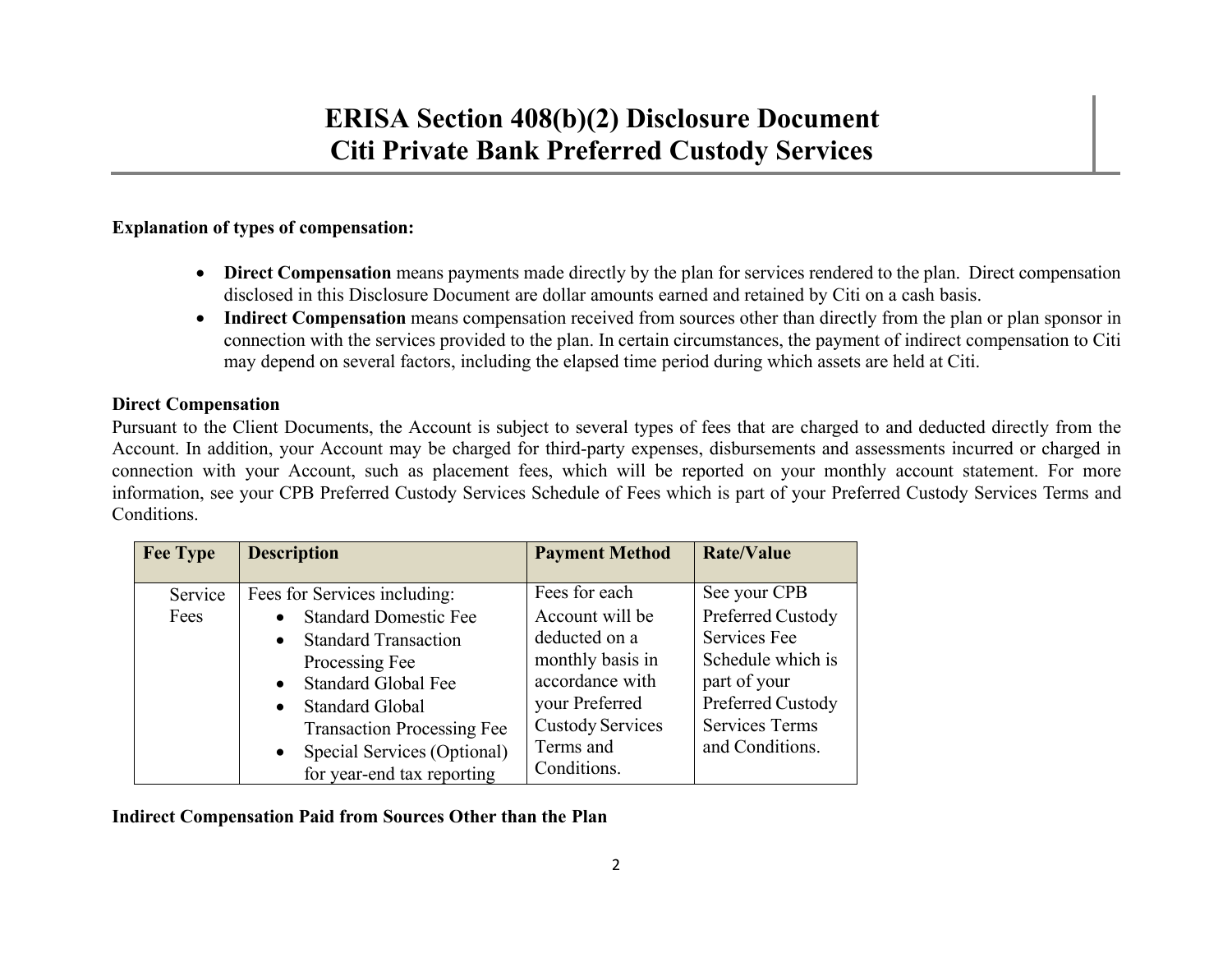# ERISA Section 408(b)(2) Disclosure Document
# Citi Private Bank Preferred Custody Services

**Explanation of types of compensation:**

- **Direct Compensation** means payments made directly by the plan for services rendered to the plan. Direct compensation disclosed in this Disclosure Document are dollar amounts earned and retained by Citi on a cash basis.
- **Indirect Compensation** means compensation received from sources other than directly from the plan or plan sponsor in connection with the services provided to the plan. In certain circumstances, the payment of indirect compensation to Citi may depend on several factors, including the elapsed time period during which assets are held at Citi.

**Direct Compensation**

Pursuant to the Client Documents, the Account is subject to several types of fees that are charged to and deducted directly from the Account. In addition, your Account may be charged for third-party expenses, disbursements and assessments incurred or charged in connection with your Account, such as placement fees, which will be reported on your monthly account statement. For more information, see your CPB Preferred Custody Services Schedule of Fees which is part of your Preferred Custody Services Terms and Conditions.

| Fee Type | Description | Payment Method | Rate/Value |
|---|---|---|---|
| Service Fees | Fees for Services including:<br>• Standard Domestic Fee<br>• Standard Transaction Processing Fee<br>• Standard Global Fee<br>• Standard Global Transaction Processing Fee<br>• Special Services (Optional) for year-end tax reporting | Fees for each Account will be deducted on a monthly basis in accordance with your Preferred Custody Services Terms and Conditions. | See your CPB Preferred Custody Services Fee Schedule which is part of your Preferred Custody Services Terms and Conditions. |

**Indirect Compensation Paid from Sources Other than the Plan**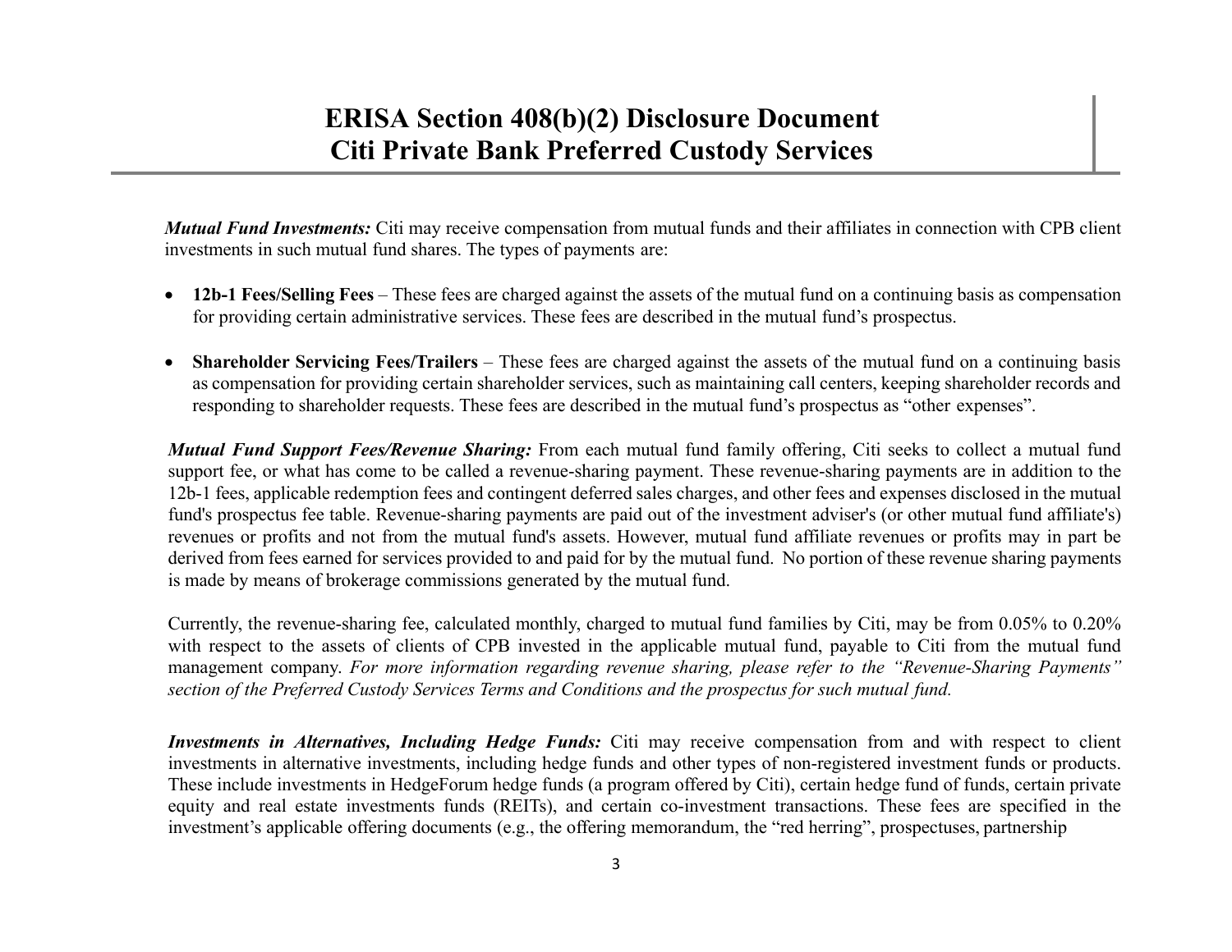# ERISA Section 408(b)(2) Disclosure Document
# Citi Private Bank Preferred Custody Services

***Mutual Fund Investments:*** Citi may receive compensation from mutual funds and their affiliates in connection with CPB client investments in such mutual fund shares. The types of payments are:

- **12b-1 Fees/Selling Fees** – These fees are charged against the assets of the mutual fund on a continuing basis as compensation for providing certain administrative services. These fees are described in the mutual fund's prospectus.

- **Shareholder Servicing Fees/Trailers** – These fees are charged against the assets of the mutual fund on a continuing basis as compensation for providing certain shareholder services, such as maintaining call centers, keeping shareholder records and responding to shareholder requests. These fees are described in the mutual fund's prospectus as "other expenses".

***Mutual Fund Support Fees/Revenue Sharing:*** From each mutual fund family offering, Citi seeks to collect a mutual fund support fee, or what has come to be called a revenue-sharing payment. These revenue-sharing payments are in addition to the 12b-1 fees, applicable redemption fees and contingent deferred sales charges, and other fees and expenses disclosed in the mutual fund's prospectus fee table. Revenue-sharing payments are paid out of the investment adviser's (or other mutual fund affiliate's) revenues or profits and not from the mutual fund's assets. However, mutual fund affiliate revenues or profits may in part be derived from fees earned for services provided to and paid for by the mutual fund. No portion of these revenue sharing payments is made by means of brokerage commissions generated by the mutual fund.

Currently, the revenue-sharing fee, calculated monthly, charged to mutual fund families by Citi, may be from 0.05% to 0.20% with respect to the assets of clients of CPB invested in the applicable mutual fund, payable to Citi from the mutual fund management company. *For more information regarding revenue sharing, please refer to the "Revenue-Sharing Payments" section of the Preferred Custody Services Terms and Conditions and the prospectus for such mutual fund.*

***Investments in Alternatives, Including Hedge Funds:*** Citi may receive compensation from and with respect to client investments in alternative investments, including hedge funds and other types of non-registered investment funds or products. These include investments in HedgeForum hedge funds (a program offered by Citi), certain hedge fund of funds, certain private equity and real estate investments funds (REITs), and certain co-investment transactions. These fees are specified in the investment's applicable offering documents (e.g., the offering memorandum, the "red herring", prospectuses, partnership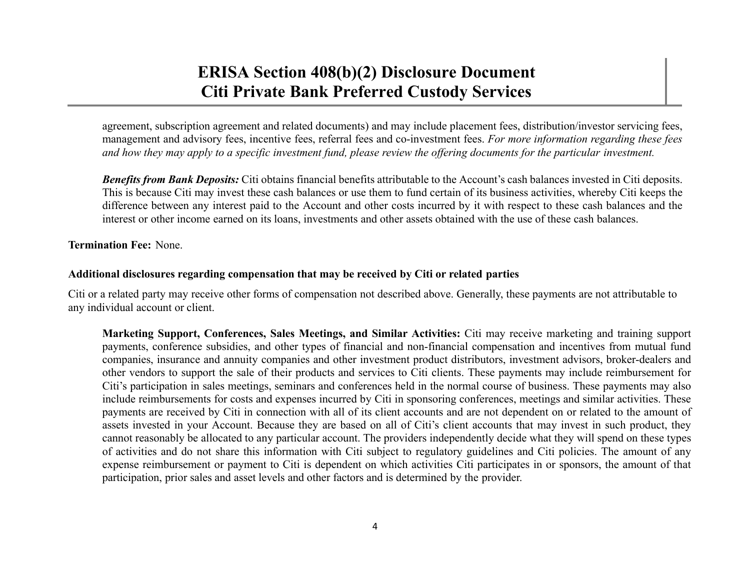agreement, subscription agreement and related documents) and may include placement fees, distribution/investor servicing fees, management and advisory fees, incentive fees, referral fees and co-investment fees. *For more information regarding these fees and how they may apply to a specific investment fund, please review the offering documents for the particular investment.*

***Benefits from Bank Deposits:*** Citi obtains financial benefits attributable to the Account's cash balances invested in Citi deposits. This is because Citi may invest these cash balances or use them to fund certain of its business activities, whereby Citi keeps the difference between any interest paid to the Account and other costs incurred by it with respect to these cash balances and the interest or other income earned on its loans, investments and other assets obtained with the use of these cash balances.

**Termination Fee:** None.

**Additional disclosures regarding compensation that may be received by Citi or related parties**

Citi or a related party may receive other forms of compensation not described above. Generally, these payments are not attributable to any individual account or client.

**Marketing Support, Conferences, Sales Meetings, and Similar Activities:** Citi may receive marketing and training support payments, conference subsidies, and other types of financial and non-financial compensation and incentives from mutual fund companies, insurance and annuity companies and other investment product distributors, investment advisors, broker-dealers and other vendors to support the sale of their products and services to Citi clients. These payments may include reimbursement for Citi's participation in sales meetings, seminars and conferences held in the normal course of business. These payments may also include reimbursements for costs and expenses incurred by Citi in sponsoring conferences, meetings and similar activities. These payments are received by Citi in connection with all of its client accounts and are not dependent on or related to the amount of assets invested in your Account. Because they are based on all of Citi's client accounts that may invest in such product, they cannot reasonably be allocated to any particular account. The providers independently decide what they will spend on these types of activities and do not share this information with Citi subject to regulatory guidelines and Citi policies. The amount of any expense reimbursement or payment to Citi is dependent on which activities Citi participates in or sponsors, the amount of that participation, prior sales and asset levels and other factors and is determined by the provider.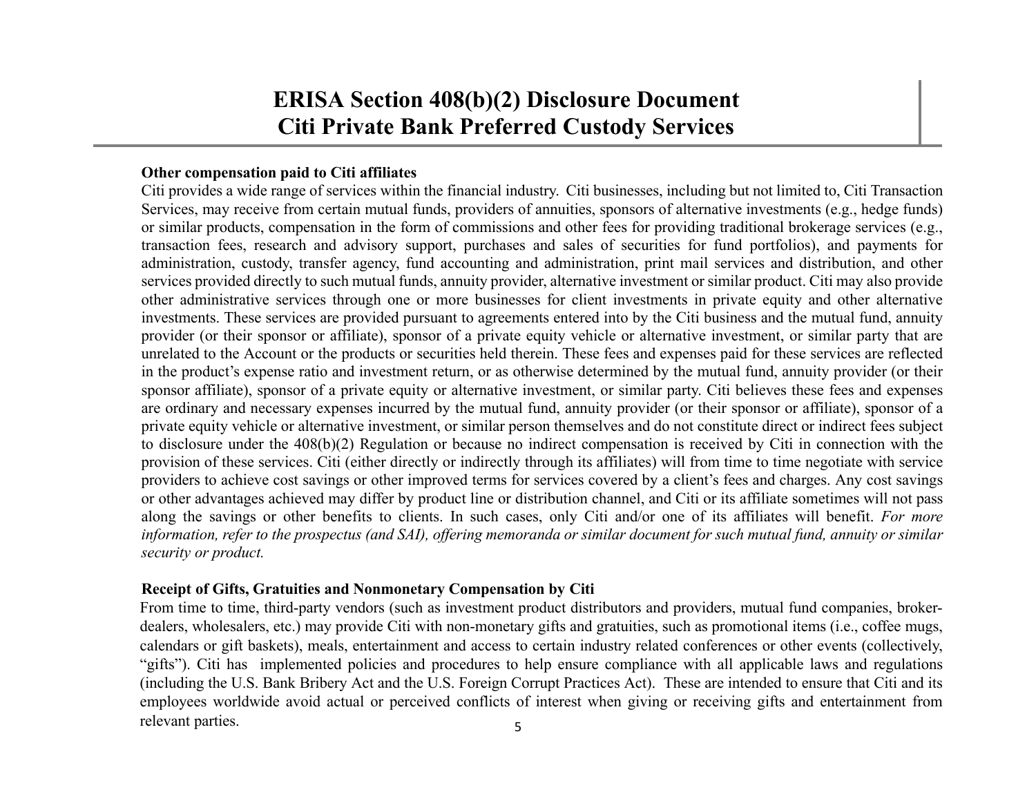**Other compensation paid to Citi affiliates**

Citi provides a wide range of services within the financial industry. Citi businesses, including but not limited to, Citi Transaction Services, may receive from certain mutual funds, providers of annuities, sponsors of alternative investments (e.g., hedge funds) or similar products, compensation in the form of commissions and other fees for providing traditional brokerage services (e.g., transaction fees, research and advisory support, purchases and sales of securities for fund portfolios), and payments for administration, custody, transfer agency, fund accounting and administration, print mail services and distribution, and other services provided directly to such mutual funds, annuity provider, alternative investment or similar product. Citi may also provide other administrative services through one or more businesses for client investments in private equity and other alternative investments. These services are provided pursuant to agreements entered into by the Citi business and the mutual fund, annuity provider (or their sponsor or affiliate), sponsor of a private equity vehicle or alternative investment, or similar party that are unrelated to the Account or the products or securities held therein. These fees and expenses paid for these services are reflected in the product's expense ratio and investment return, or as otherwise determined by the mutual fund, annuity provider (or their sponsor affiliate), sponsor of a private equity or alternative investment, or similar party. Citi believes these fees and expenses are ordinary and necessary expenses incurred by the mutual fund, annuity provider (or their sponsor or affiliate), sponsor of a private equity vehicle or alternative investment, or similar person themselves and do not constitute direct or indirect fees subject to disclosure under the 408(b)(2) Regulation or because no indirect compensation is received by Citi in connection with the provision of these services. Citi (either directly or indirectly through its affiliates) will from time to time negotiate with service providers to achieve cost savings or other improved terms for services covered by a client's fees and charges. Any cost savings or other advantages achieved may differ by product line or distribution channel, and Citi or its affiliate sometimes will not pass along the savings or other benefits to clients. In such cases, only Citi and/or one of its affiliates will benefit. *For more information, refer to the prospectus (and SAI), offering memoranda or similar document for such mutual fund, annuity or similar security or product.*

**Receipt of Gifts, Gratuities and Nonmonetary Compensation by Citi**

From time to time, third-party vendors (such as investment product distributors and providers, mutual fund companies, broker-dealers, wholesalers, etc.) may provide Citi with non-monetary gifts and gratuities, such as promotional items (i.e., coffee mugs, calendars or gift baskets), meals, entertainment and access to certain industry related conferences or other events (collectively, "gifts"). Citi has implemented policies and procedures to help ensure compliance with all applicable laws and regulations (including the U.S. Bank Bribery Act and the U.S. Foreign Corrupt Practices Act). These are intended to ensure that Citi and its employees worldwide avoid actual or perceived conflicts of interest when giving or receiving gifts and entertainment from relevant parties.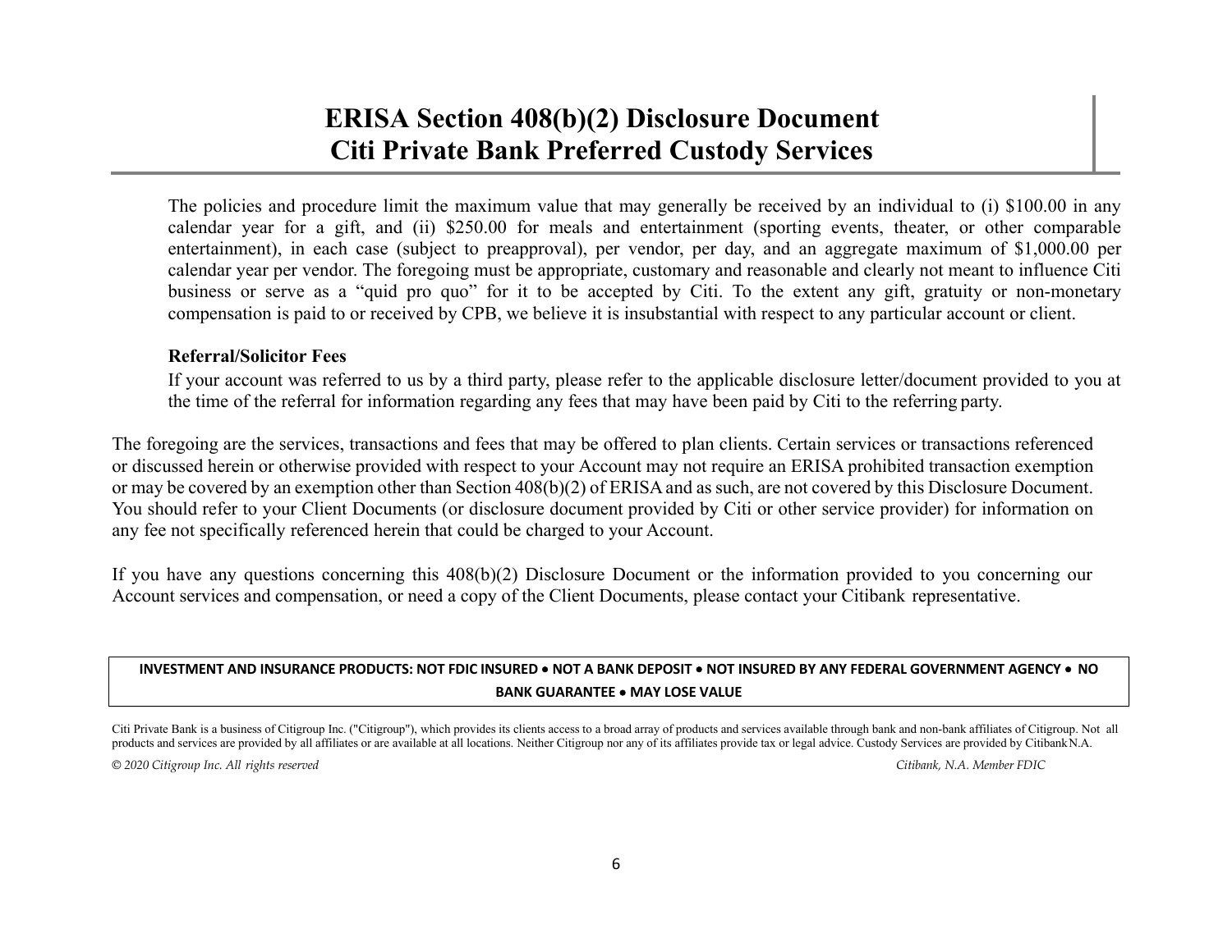The policies and procedure limit the maximum value that may generally be received by an individual to (i) $100.00 in any calendar year for a gift, and (ii) $250.00 for meals and entertainment (sporting events, theater, or other comparable entertainment), in each case (subject to preapproval), per vendor, per day, and an aggregate maximum of $1,000.00 per calendar year per vendor. The foregoing must be appropriate, customary and reasonable and clearly not meant to influence Citi business or serve as a "quid pro quo" for it to be accepted by Citi. To the extent any gift, gratuity or non-monetary compensation is paid to or received by CPB, we believe it is insubstantial with respect to any particular account or client.

**Referral/Solicitor Fees**

If your account was referred to us by a third party, please refer to the applicable disclosure letter/document provided to you at the time of the referral for information regarding any fees that may have been paid by Citi to the referring party.

The foregoing are the services, transactions and fees that may be offered to plan clients. Certain services or transactions referenced or discussed herein or otherwise provided with respect to your Account may not require an ERISA prohibited transaction exemption or may be covered by an exemption other than Section 408(b)(2) of ERISA and as such, are not covered by this Disclosure Document. You should refer to your Client Documents (or disclosure document provided by Citi or other service provider) for information on any fee not specifically referenced herein that could be charged to your Account.

If you have any questions concerning this 408(b)(2) Disclosure Document or the information provided to you concerning our Account services and compensation, or need a copy of the Client Documents, please contact your Citibank representative.

**INVESTMENT AND INSURANCE PRODUCTS: NOT FDIC INSURED • NOT A BANK DEPOSIT • NOT INSURED BY ANY FEDERAL GOVERNMENT AGENCY • NO BANK GUARANTEE • MAY LOSE VALUE**

Citi Private Bank is a business of Citigroup Inc. ("Citigroup"), which provides its clients access to a broad array of products and services available through bank and non-bank affiliates of Citigroup. Not all products and services are provided by all affiliates or are available at all locations. Neither Citigroup nor any of its affiliates provide tax or legal advice. Custody Services are provided by Citibank N.A.

*© 2020 Citigroup Inc. All rights reserved* *Citibank, N.A. Member FDIC*